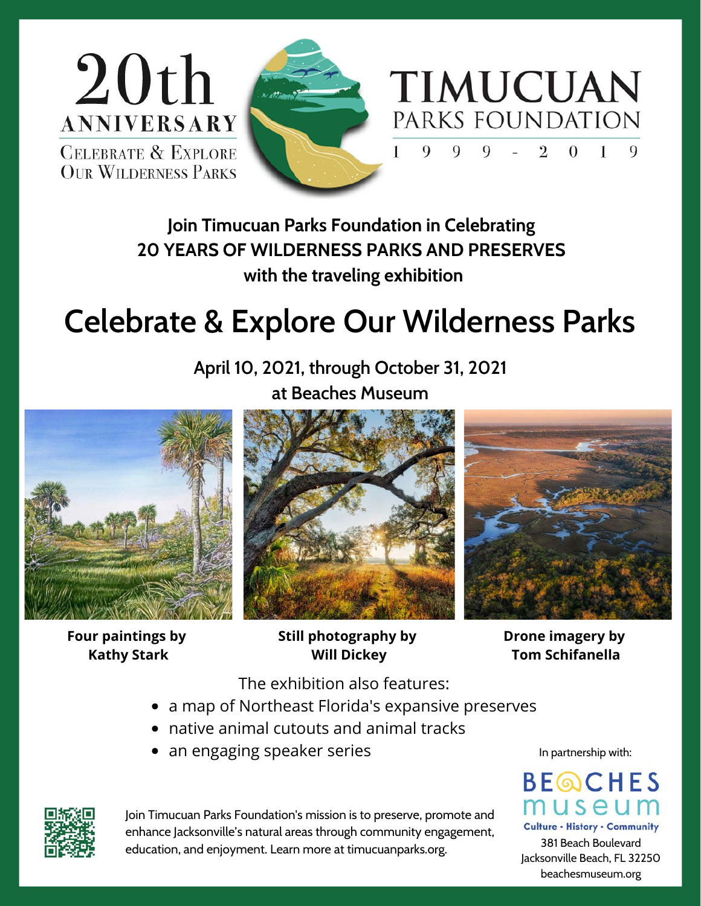20th
ANNIVERSARY
CELEBRATE & EXPLORE
OUR WILDERNESS PARKS

TIMUCUAN
PARKS FOUNDATION
1999 - 2019

**Join Timucuan Parks Foundation in Celebrating**
**20 YEARS OF WILDERNESS PARKS AND PRESERVES**
**with the traveling exhibition**

# Celebrate & Explore Our Wilderness Parks

**April 10, 2021, through October 31, 2021**
**at Beaches Museum**

**Four paintings by Kathy Stark**

**Still photography by Will Dickey**

**Drone imagery by Tom Schifanella**

The exhibition also features:

- a map of Northeast Florida's expansive preserves
- native animal cutouts and animal tracks
- an engaging speaker series

Join Timucuan Parks Foundation's mission is to preserve, promote and enhance Jacksonville's natural areas through community engagement, education, and enjoyment. Learn more at timucuanparks.org.

In partnership with:

BEACHES museum
Culture • History • Community
381 Beach Boulevard
Jacksonville Beach, FL 32250
beachesmuseum.org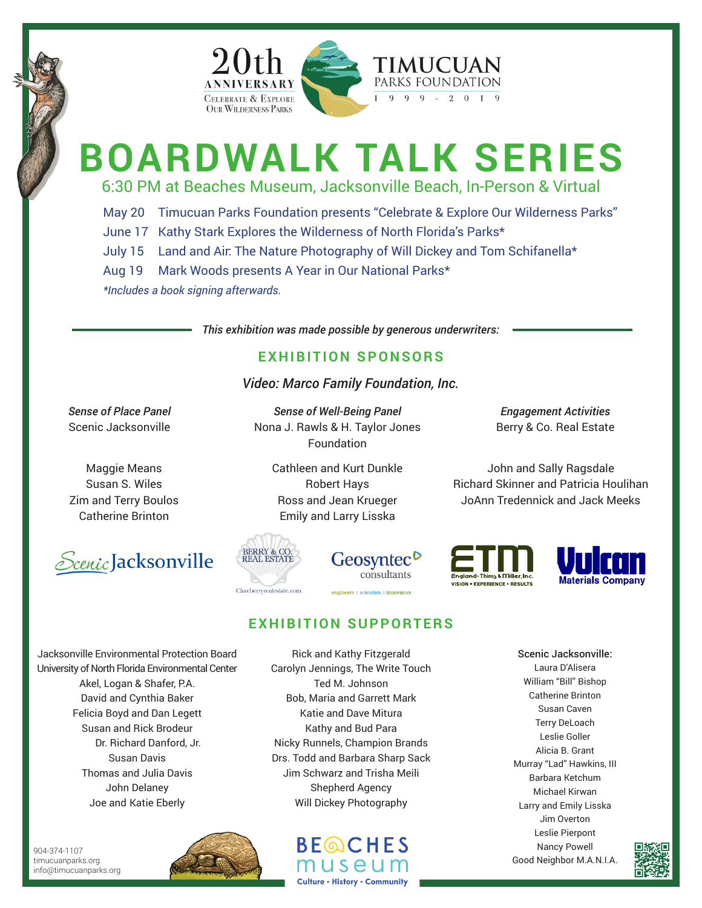20th ANNIVERSARY
Celebrate & Explore Our Wilderness Parks

TIMUCUAN PARKS FOUNDATION
1999 - 2019

# BOARDWALK TALK SERIES

## 6:30 PM at Beaches Museum, Jacksonville Beach, In-Person & Virtual

- May 20 Timucuan Parks Foundation presents "Celebrate & Explore Our Wilderness Parks"
- June 17 Kathy Stark Explores the Wilderness of North Florida's Parks*
- July 15 Land and Air: The Nature Photography of Will Dickey and Tom Schifanella*
- Aug 19 Mark Woods presents A Year in Our National Parks*

*Includes a book signing afterwards.*

*This exhibition was made possible by generous underwriters:*

## EXHIBITION SPONSORS

*Video: Marco Family Foundation, Inc.*

*Sense of Place Panel*
Scenic Jacksonville

Maggie Means
Susan S. Wiles
Zim and Terry Boulos
Catherine Brinton

*Sense of Well-Being Panel*
Nona J. Rawls & H. Taylor Jones Foundation

Cathleen and Kurt Dunkle
Robert Hays
Ross and Jean Krueger
Emily and Larry Lisska

*Engagement Activities*
Berry & Co. Real Estate

John and Sally Ragsdale
Richard Skinner and Patricia Houlihan
JoAnn Tredennick and Jack Meeks

Scenic Jacksonville

BERRY & CO. REAL ESTATE
Clareberryrealestate.com

Geosyntec consultants
engineers | scientists | innovators

ETM England-Thims & Miller, Inc.
VISION • EXPERIENCE • RESULTS

Vulcan Materials Company

## EXHIBITION SUPPORTERS

Jacksonville Environmental Protection Board
University of North Florida Environmental Center
Akel, Logan & Shafer, P.A.
David and Cynthia Baker
Felicia Boyd and Dan Legett
Susan and Rick Brodeur
Dr. Richard Danford, Jr.
Susan Davis
Thomas and Julia Davis
John Delaney
Joe and Katie Eberly

Rick and Kathy Fitzgerald
Carolyn Jennings, The Write Touch
Ted M. Johnson
Bob, Maria and Garrett Mark
Katie and Dave Mitura
Kathy and Bud Para
Nicky Runnels, Champion Brands
Drs. Todd and Barbara Sharp Sack
Jim Schwarz and Trisha Meili
Shepherd Agency
Will Dickey Photography

Scenic Jacksonville:
Laura D'Alisera
William "Bill" Bishop
Catherine Brinton
Susan Caven
Terry DeLoach
Leslie Goller
Alicia B. Grant
Murray "Lad" Hawkins, III
Barbara Ketchum
Michael Kirwan
Larry and Emily Lisska
Jim Overton
Leslie Pierpont
Nancy Powell
Good Neighbor M.A.N.I.A.

904-374-1107
timucuanparks.org
info@timucuanparks.org

BEACHES museum
Culture • History • Community